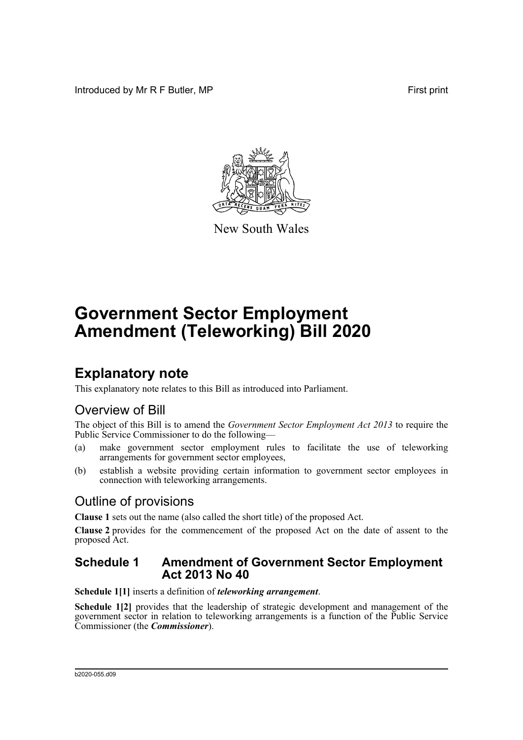Introduced by Mr R F Butler, MP First print

New South Wales

# Government Sector Employment Amendment (Teleworking) Bill 2020

## Explanatory note

This explanatory note relates to this Bill as introduced into Parliament.

### Overview of Bill

The object of this Bill is to amend the *Government Sector Employment Act 2013* to require the Public Service Commissioner to do the following—

(a) make government sector employment rules to facilitate the use of teleworking arrangements for government sector employees,

(b) establish a website providing certain information to government sector employees in connection with teleworking arrangements.

### Outline of provisions

**Clause 1** sets out the name (also called the short title) of the proposed Act.

**Clause 2** provides for the commencement of the proposed Act on the date of assent to the proposed Act.

### Schedule 1 Amendment of Government Sector Employment Act 2013 No 40

**Schedule 1[1]** inserts a definition of ***teleworking arrangement***.

**Schedule 1[2]** provides that the leadership of strategic development and management of the government sector in relation to teleworking arrangements is a function of the Public Service Commissioner (the ***Commissioner***).

b2020-055.d09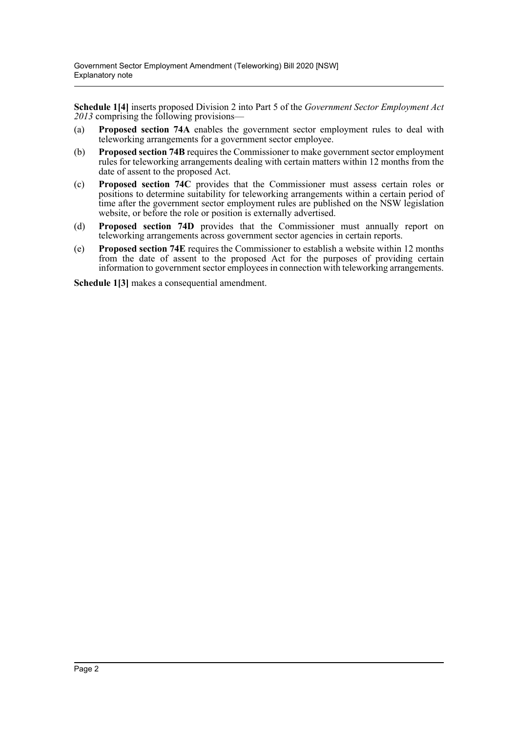**Schedule 1[4]** inserts proposed Division 2 into Part 5 of the *Government Sector Employment Act 2013* comprising the following provisions—

(a) **Proposed section 74A** enables the government sector employment rules to deal with teleworking arrangements for a government sector employee.

(b) **Proposed section 74B** requires the Commissioner to make government sector employment rules for teleworking arrangements dealing with certain matters within 12 months from the date of assent to the proposed Act.

(c) **Proposed section 74C** provides that the Commissioner must assess certain roles or positions to determine suitability for teleworking arrangements within a certain period of time after the government sector employment rules are published on the NSW legislation website, or before the role or position is externally advertised.

(d) **Proposed section 74D** provides that the Commissioner must annually report on teleworking arrangements across government sector agencies in certain reports.

(e) **Proposed section 74E** requires the Commissioner to establish a website within 12 months from the date of assent to the proposed Act for the purposes of providing certain information to government sector employees in connection with teleworking arrangements.

**Schedule 1[3]** makes a consequential amendment.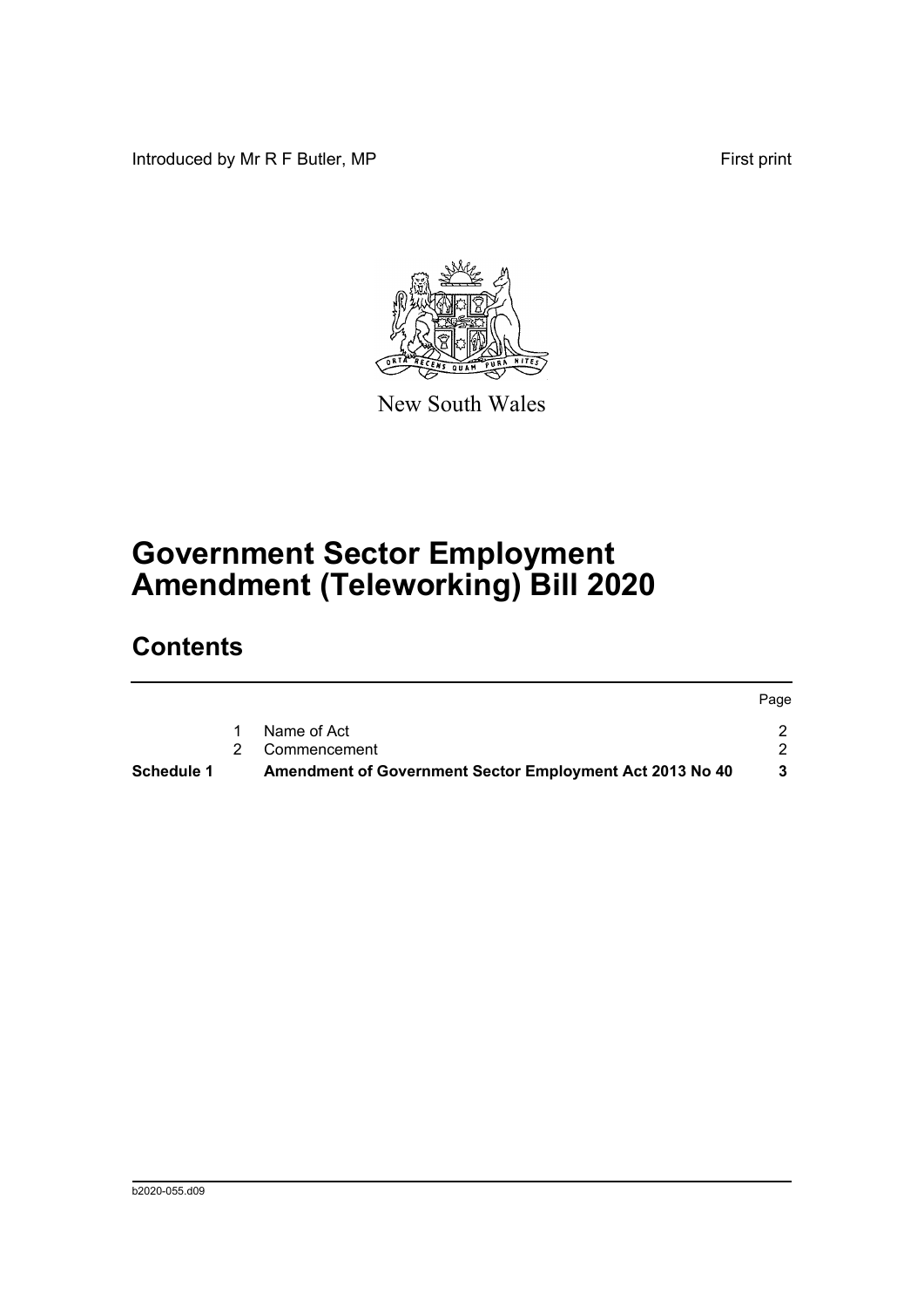Introduced by Mr R F Butler, MP First print

New South Wales

# Government Sector Employment Amendment (Teleworking) Bill 2020

## Contents

| | | | Page |
|---|---|---|---|
| | 1 | Name of Act | 2 |
| | 2 | Commencement | 2 |
| **Schedule 1** | | **Amendment of Government Sector Employment Act 2013 No 40** | **3** |

b2020-055.d09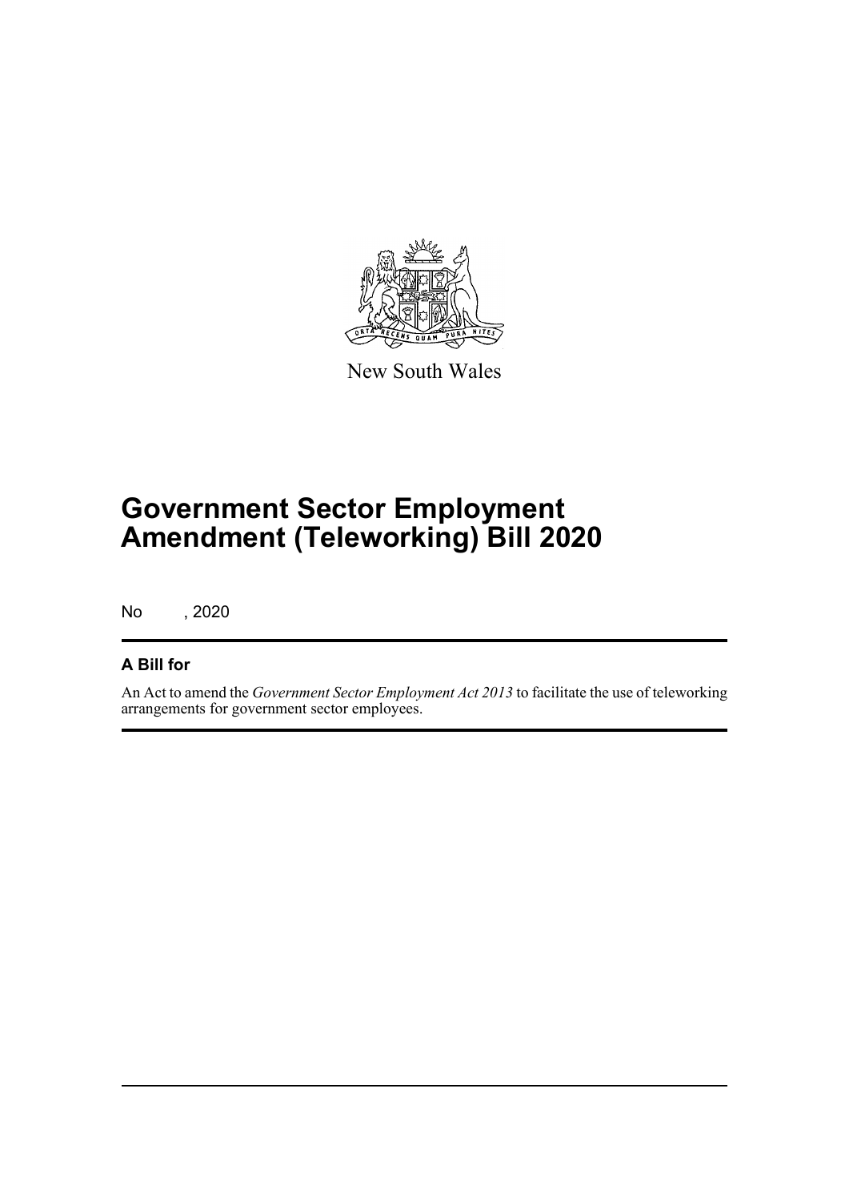New South Wales

# Government Sector Employment Amendment (Teleworking) Bill 2020

No , 2020

## A Bill for

An Act to amend the *Government Sector Employment Act 2013* to facilitate the use of teleworking arrangements for government sector employees.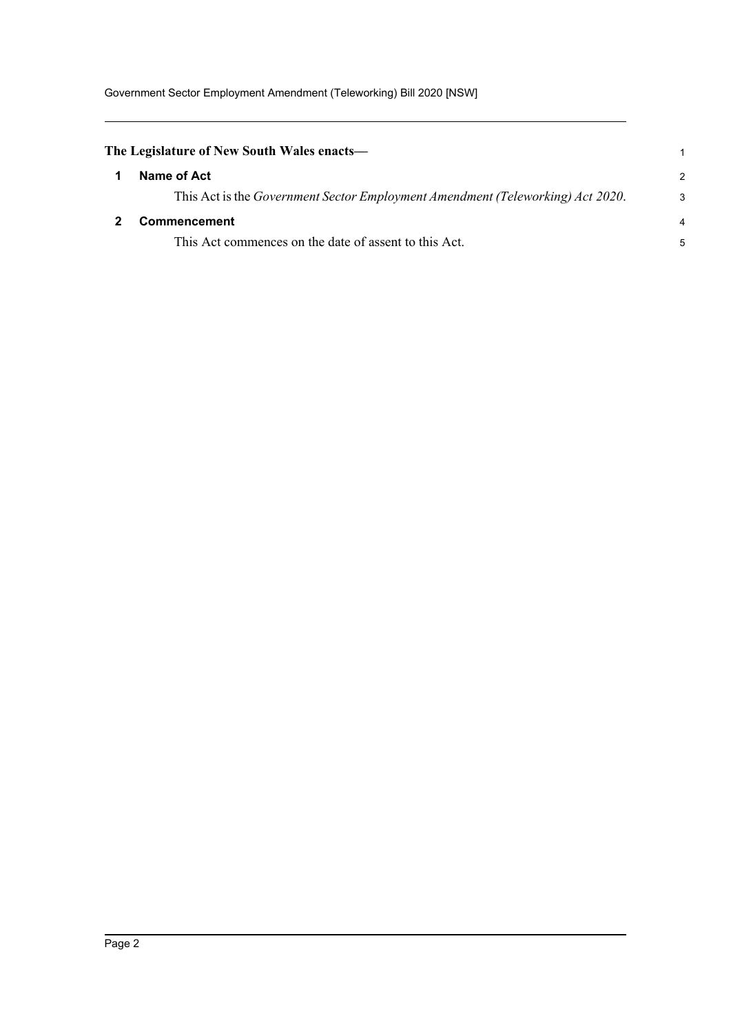**The Legislature of New South Wales enacts—**

## 1 Name of Act

This Act is the *Government Sector Employment Amendment (Teleworking) Act 2020*.

## 2 Commencement

This Act commences on the date of assent to this Act.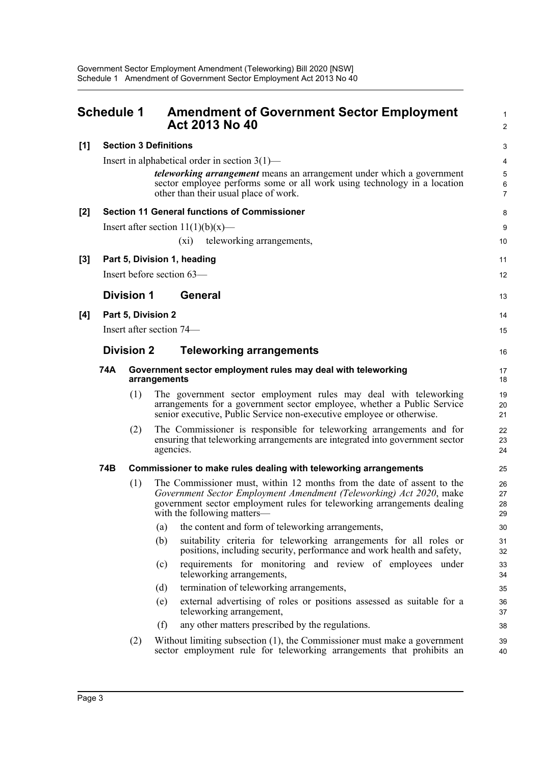# Schedule 1 Amendment of Government Sector Employment Act 2013 No 40

## [1] Section 3 Definitions

Insert in alphabetical order in section 3(1)—

> ***teleworking arrangement*** means an arrangement under which a government sector employee performs some or all work using technology in a location other than their usual place of work.

## [2] Section 11 General functions of Commissioner

Insert after section 11(1)(b)(x)—

> (xi) teleworking arrangements,

## [3] Part 5, Division 1, heading

Insert before section 63—

### Division 1 General

## [4] Part 5, Division 2

Insert after section 74—

### Division 2 Teleworking arrangements

#### 74A Government sector employment rules may deal with teleworking arrangements

(1) The government sector employment rules may deal with teleworking arrangements for a government sector employee, whether a Public Service senior executive, Public Service non-executive employee or otherwise.

(2) The Commissioner is responsible for teleworking arrangements and for ensuring that teleworking arrangements are integrated into government sector agencies.

#### 74B Commissioner to make rules dealing with teleworking arrangements

(1) The Commissioner must, within 12 months from the date of assent to the *Government Sector Employment Amendment (Teleworking) Act 2020*, make government sector employment rules for teleworking arrangements dealing with the following matters—

- (a) the content and form of teleworking arrangements,
- (b) suitability criteria for teleworking arrangements for all roles or positions, including security, performance and work health and safety,
- (c) requirements for monitoring and review of employees under teleworking arrangements,
- (d) termination of teleworking arrangements,
- (e) external advertising of roles or positions assessed as suitable for a teleworking arrangement,
- (f) any other matters prescribed by the regulations.

(2) Without limiting subsection (1), the Commissioner must make a government sector employment rule for teleworking arrangements that prohibits an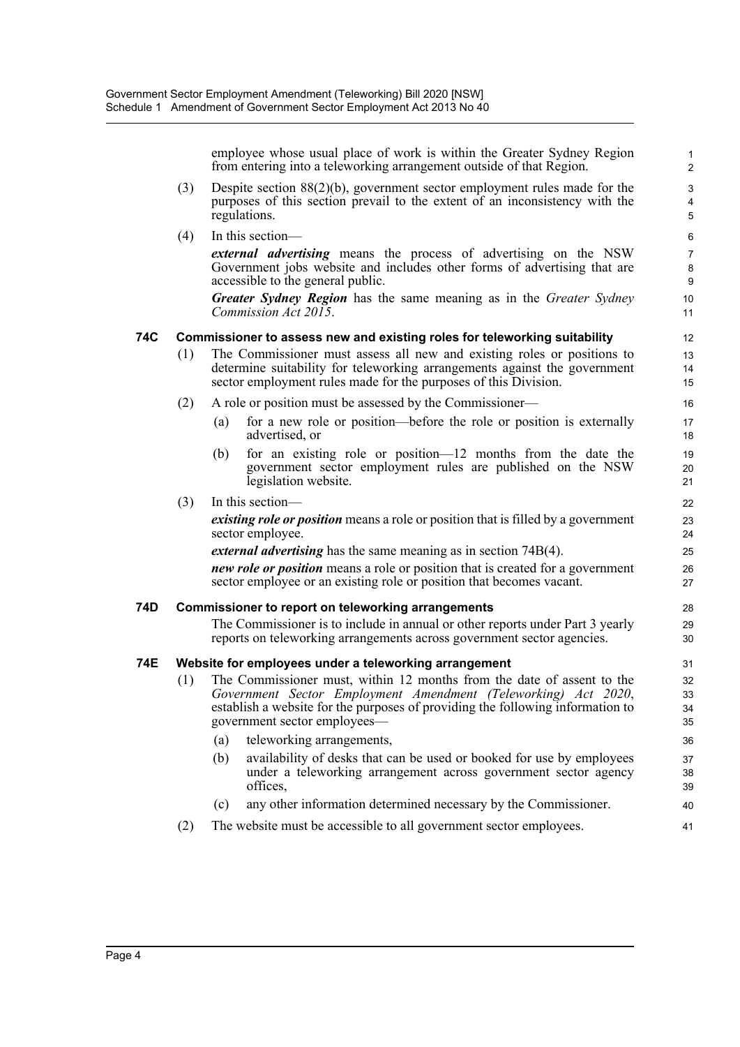employee whose usual place of work is within the Greater Sydney Region from entering into a teleworking arrangement outside of that Region.

(3) Despite section 88(2)(b), government sector employment rules made for the purposes of this section prevail to the extent of an inconsistency with the regulations.

(4) In this section—

***external advertising*** means the process of advertising on the NSW Government jobs website and includes other forms of advertising that are accessible to the general public.

***Greater Sydney Region*** has the same meaning as in the *Greater Sydney Commission Act 2015*.

**74C Commissioner to assess new and existing roles for teleworking suitability**

(1) The Commissioner must assess all new and existing roles or positions to determine suitability for teleworking arrangements against the government sector employment rules made for the purposes of this Division.

(2) A role or position must be assessed by the Commissioner—

(a) for a new role or position—before the role or position is externally advertised, or

(b) for an existing role or position—12 months from the date the government sector employment rules are published on the NSW legislation website.

(3) In this section—

***existing role or position*** means a role or position that is filled by a government sector employee.

***external advertising*** has the same meaning as in section 74B(4).

***new role or position*** means a role or position that is created for a government sector employee or an existing role or position that becomes vacant.

**74D Commissioner to report on teleworking arrangements**

The Commissioner is to include in annual or other reports under Part 3 yearly reports on teleworking arrangements across government sector agencies.

**74E Website for employees under a teleworking arrangement**

(1) The Commissioner must, within 12 months from the date of assent to the *Government Sector Employment Amendment (Teleworking) Act 2020*, establish a website for the purposes of providing the following information to government sector employees—

(a) teleworking arrangements,

(b) availability of desks that can be used or booked for use by employees under a teleworking arrangement across government sector agency offices,

(c) any other information determined necessary by the Commissioner.

(2) The website must be accessible to all government sector employees.